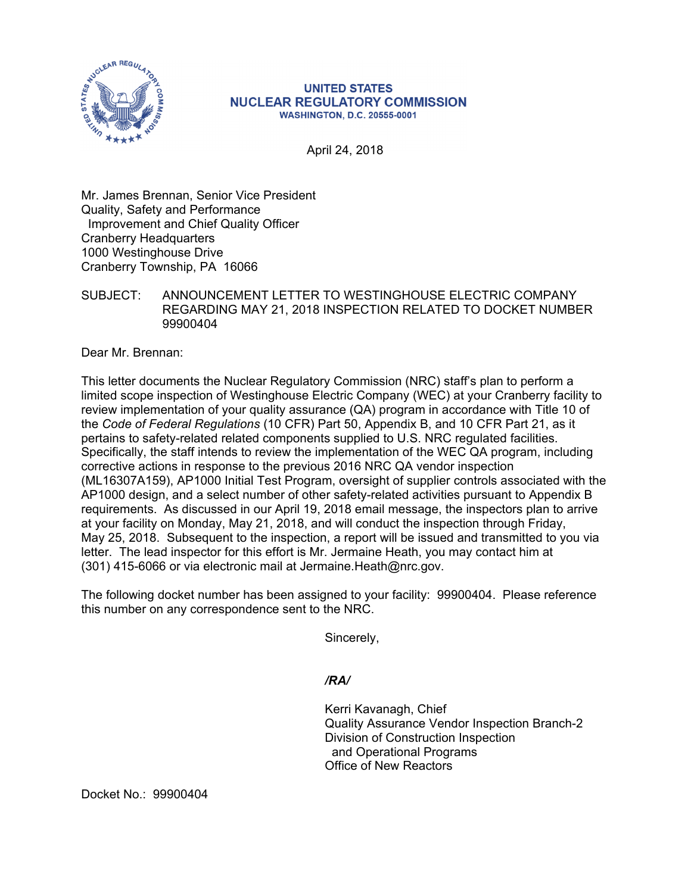UNITED STATES
NUCLEAR REGULATORY COMMISSION
WASHINGTON, D.C. 20555-0001

April 24, 2018

Mr. James Brennan, Senior Vice President
Quality, Safety and Performance
Improvement and Chief Quality Officer
Cranberry Headquarters
1000 Westinghouse Drive
Cranberry Township, PA 16066

SUBJECT: ANNOUNCEMENT LETTER TO WESTINGHOUSE ELECTRIC COMPANY REGARDING MAY 21, 2018 INSPECTION RELATED TO DOCKET NUMBER 99900404

Dear Mr. Brennan:

This letter documents the Nuclear Regulatory Commission (NRC) staff's plan to perform a limited scope inspection of Westinghouse Electric Company (WEC) at your Cranberry facility to review implementation of your quality assurance (QA) program in accordance with Title 10 of the *Code of Federal Regulations* (10 CFR) Part 50, Appendix B, and 10 CFR Part 21, as it pertains to safety-related related components supplied to U.S. NRC regulated facilities. Specifically, the staff intends to review the implementation of the WEC QA program, including corrective actions in response to the previous 2016 NRC QA vendor inspection (ML16307A159), AP1000 Initial Test Program, oversight of supplier controls associated with the AP1000 design, and a select number of other safety-related activities pursuant to Appendix B requirements. As discussed in our April 19, 2018 email message, the inspectors plan to arrive at your facility on Monday, May 21, 2018, and will conduct the inspection through Friday, May 25, 2018. Subsequent to the inspection, a report will be issued and transmitted to you via letter. The lead inspector for this effort is Mr. Jermaine Heath, you may contact him at (301) 415-6066 or via electronic mail at Jermaine.Heath@nrc.gov.

The following docket number has been assigned to your facility: 99900404. Please reference this number on any correspondence sent to the NRC.

Sincerely,

*/RA/*

Kerri Kavanagh, Chief
Quality Assurance Vendor Inspection Branch-2
Division of Construction Inspection
and Operational Programs
Office of New Reactors

Docket No.: 99900404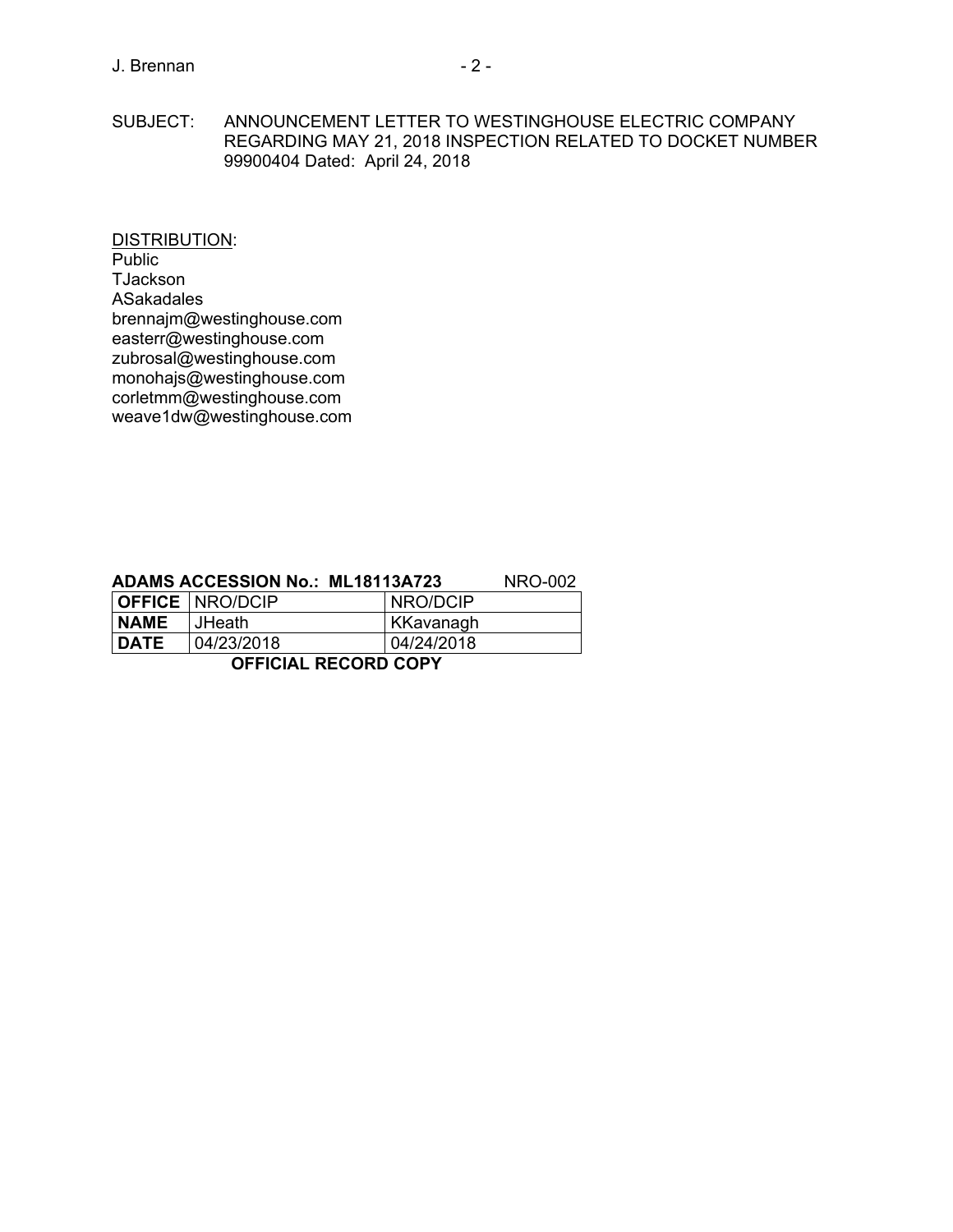SUBJECT: ANNOUNCEMENT LETTER TO WESTINGHOUSE ELECTRIC COMPANY REGARDING MAY 21, 2018 INSPECTION RELATED TO DOCKET NUMBER 99900404 Dated: April 24, 2018

DISTRIBUTION:
Public
TJackson
ASakadales
brennajm@westinghouse.com
easterr@westinghouse.com
zubrosal@westinghouse.com
monohajs@westinghouse.com
corletmm@westinghouse.com
weave1dw@westinghouse.com

**ADAMS ACCESSION No.: ML18113A723** NRO-002

| | | |
|---|---|---|
| **OFFICE** | NRO/DCIP | NRO/DCIP |
| **NAME** | JHeath | KKavanagh |
| **DATE** | 04/23/2018 | 04/24/2018 |

**OFFICIAL RECORD COPY**